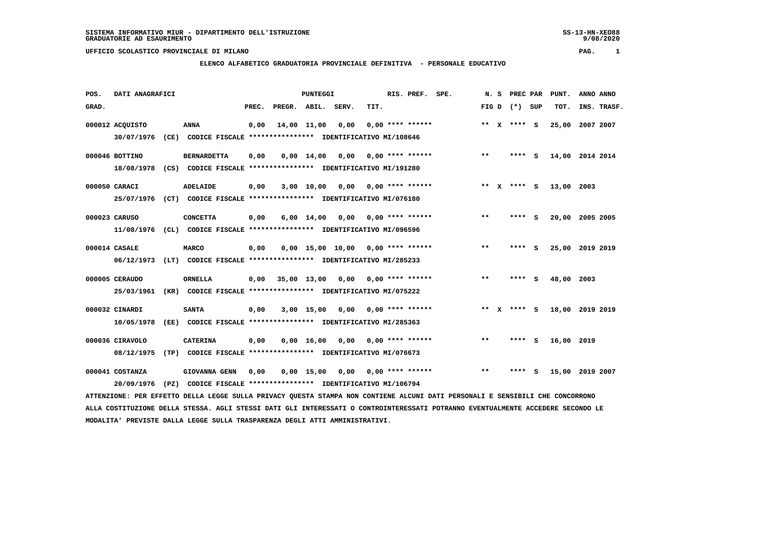SISTEMA INFORMATIVO MIUR - DIPARTIMENTO DELL'ISTRUZIONE
GRADUATORIE AD ESAURIMENTO

UFFICIO SCOLASTICO PROVINCIALE DI MILANO

**ELENCO ALFABETICO GRADUATORIA PROVINCIALE DEFINITIVA - PERSONALE EDUCATIVO**

| POS. GRAD. | DATI ANAGRAFICI | | PUNTEGGI PREC. | PREGR. | ABIL. | SERV. | TIT. | RIS. PREF. | SPE. | N. S FIG D | PREC PAR (*) | SUP | PUNT. TOT. | ANNO INS. | ANNO TRASF. |
|---|---|---|---|---|---|---|---|---|---|---|---|---|---|---|---|
| 000012 | ACQUISTO | ANNA | 0,00 | 14,00 | 11,00 | 0,00 | 0,00 | **** ****** | | ** X | **** | S | 25,00 | 2007 | 2007 |
| | 30/07/1976 (CE) CODICE FISCALE **************** IDENTIFICATIVO MI/108646 | | | | | | | | | | | | | | |
| 000046 | BOTTINO | BERNARDETTA | 0,00 | 0,00 | 14,00 | 0,00 | 0,00 | **** ****** | | ** | **** | S | 14,00 | 2014 | 2014 |
| | 18/08/1978 (CS) CODICE FISCALE **************** IDENTIFICATIVO MI/191280 | | | | | | | | | | | | | | |
| 000050 | CARACI | ADELAIDE | 0,00 | 3,00 | 10,00 | 0,00 | 0,00 | **** ****** | | ** X | **** | S | 13,00 | 2003 | |
| | 25/07/1976 (CT) CODICE FISCALE **************** IDENTIFICATIVO MI/076180 | | | | | | | | | | | | | | |
| 000023 | CARUSO | CONCETTA | 0,00 | 6,00 | 14,00 | 0,00 | 0,00 | **** ****** | | ** | **** | S | 20,00 | 2005 | 2005 |
| | 11/08/1976 (CL) CODICE FISCALE **************** IDENTIFICATIVO MI/096596 | | | | | | | | | | | | | | |
| 000014 | CASALE | MARCO | 0,00 | 0,00 | 15,00 | 10,00 | 0,00 | **** ****** | | ** | **** | S | 25,00 | 2019 | 2019 |
| | 06/12/1973 (LT) CODICE FISCALE **************** IDENTIFICATIVO MI/285233 | | | | | | | | | | | | | | |
| 000005 | CERAUDO | ORNELLA | 0,00 | 35,00 | 13,00 | 0,00 | 0,00 | **** ****** | | ** | **** | S | 48,00 | 2003 | |
| | 25/03/1961 (KR) CODICE FISCALE **************** IDENTIFICATIVO MI/075222 | | | | | | | | | | | | | | |
| 000032 | CINARDI | SANTA | 0,00 | 3,00 | 15,00 | 0,00 | 0,00 | **** ****** | | ** X | **** | S | 18,00 | 2019 | 2019 |
| | 10/05/1978 (EE) CODICE FISCALE **************** IDENTIFICATIVO MI/285363 | | | | | | | | | | | | | | |
| 000036 | CIRAVOLO | CATERINA | 0,00 | 0,00 | 16,00 | 0,00 | 0,00 | **** ****** | | ** | **** | S | 16,00 | 2019 | |
| | 08/12/1975 (TP) CODICE FISCALE **************** IDENTIFICATIVO MI/076673 | | | | | | | | | | | | | | |
| 000041 | COSTANZA | GIOVANNA GENN | 0,00 | 0,00 | 15,00 | 0,00 | 0,00 | **** ****** | | ** | **** | S | 15,00 | 2019 | 2007 |
| | 20/09/1976 (PZ) CODICE FISCALE **************** IDENTIFICATIVO MI/106794 | | | | | | | | | | | | | | |

ATTENZIONE: PER EFFETTO DELLA LEGGE SULLA PRIVACY QUESTA STAMPA NON CONTIENE ALCUNI DATI PERSONALI E SENSIBILI CHE CONCORRONO ALLA COSTITUZIONE DELLA STESSA. AGLI STESSI DATI GLI INTERESSATI O CONTROINTERESSATI POTRANNO EVENTUALMENTE ACCEDERE SECONDO LE MODALITA' PREVISTE DALLA LEGGE SULLA TRASPARENZA DEGLI ATTI AMMINISTRATIVI.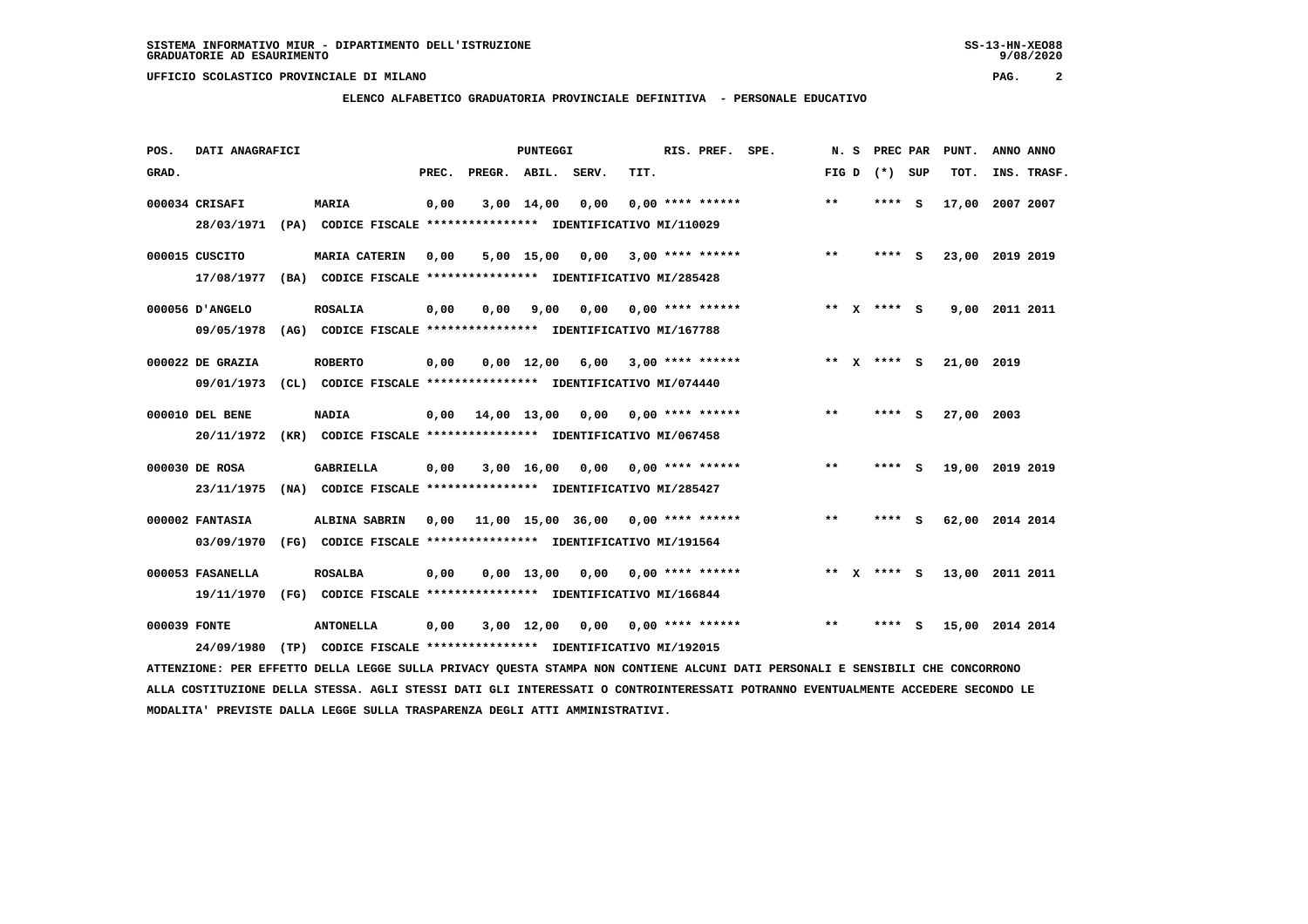SISTEMA INFORMATIVO MIUR - DIPARTIMENTO DELL'ISTRUZIONE
GRADUATORIE AD ESAURIMENTO

UFFICIO SCOLASTICO PROVINCIALE DI MILANO

ELENCO ALFABETICO GRADUATORIA PROVINCIALE DEFINITIVA - PERSONALE EDUCATIVO

| POS. GRAD. | DATI ANAGRAFICI | | PREC. | PREGR. | ABIL. | SERV. | TIT. | RIS. PREF. | SPE. | N. S FIG D | PREC PAR (*) SUP | PUNT. TOT. | ANNO INS. | ANNO TRASF. |
|---|---|---|---|---|---|---|---|---|---|---|---|---|---|---|
| 000034 | CRISAFI | MARIA | 0,00 | 3,00 | 14,00 | 0,00 | 0,00 | **** ****** | | ** | **** S | 17,00 | 2007 | 2007 |
| | 28/03/1971 (PA) | CODICE FISCALE **************** IDENTIFICATIVO MI/110029 | | | | | | | | | | | | |
| 000015 | CUSCITO | MARIA CATERIN | 0,00 | 5,00 | 15,00 | 0,00 | 3,00 | **** ****** | | ** | **** S | 23,00 | 2019 | 2019 |
| | 17/08/1977 (BA) | CODICE FISCALE **************** IDENTIFICATIVO MI/285428 | | | | | | | | | | | | |
| 000056 | D'ANGELO | ROSALIA | 0,00 | 0,00 | 9,00 | 0,00 | 0,00 | **** ****** | | ** X | **** S | 9,00 | 2011 | 2011 |
| | 09/05/1978 (AG) | CODICE FISCALE **************** IDENTIFICATIVO MI/167788 | | | | | | | | | | | | |
| 000022 | DE GRAZIA | ROBERTO | 0,00 | 0,00 | 12,00 | 6,00 | 3,00 | **** ****** | | ** X | **** S | 21,00 | 2019 | |
| | 09/01/1973 (CL) | CODICE FISCALE **************** IDENTIFICATIVO MI/074440 | | | | | | | | | | | | |
| 000010 | DEL BENE | NADIA | 0,00 | 14,00 | 13,00 | 0,00 | 0,00 | **** ****** | | ** | **** S | 27,00 | 2003 | |
| | 20/11/1972 (KR) | CODICE FISCALE **************** IDENTIFICATIVO MI/067458 | | | | | | | | | | | | |
| 000030 | DE ROSA | GABRIELLA | 0,00 | 3,00 | 16,00 | 0,00 | 0,00 | **** ****** | | ** | **** S | 19,00 | 2019 | 2019 |
| | 23/11/1975 (NA) | CODICE FISCALE **************** IDENTIFICATIVO MI/285427 | | | | | | | | | | | | |
| 000002 | FANTASIA | ALBINA SABRIN | 0,00 | 11,00 | 15,00 | 36,00 | 0,00 | **** ****** | | ** | **** S | 62,00 | 2014 | 2014 |
| | 03/09/1970 (FG) | CODICE FISCALE **************** IDENTIFICATIVO MI/191564 | | | | | | | | | | | | |
| 000053 | FASANELLA | ROSALBA | 0,00 | 0,00 | 13,00 | 0,00 | 0,00 | **** ****** | | ** X | **** S | 13,00 | 2011 | 2011 |
| | 19/11/1970 (FG) | CODICE FISCALE **************** IDENTIFICATIVO MI/166844 | | | | | | | | | | | | |
| 000039 | FONTE | ANTONELLA | 0,00 | 3,00 | 12,00 | 0,00 | 0,00 | **** ****** | | ** | **** S | 15,00 | 2014 | 2014 |
| | 24/09/1980 (TP) | CODICE FISCALE **************** IDENTIFICATIVO MI/192015 | | | | | | | | | | | | |

ATTENZIONE: PER EFFETTO DELLA LEGGE SULLA PRIVACY QUESTA STAMPA NON CONTIENE ALCUNI DATI PERSONALI E SENSIBILI CHE CONCORRONO ALLA COSTITUZIONE DELLA STESSA. AGLI STESSI DATI GLI INTERESSATI O CONTROINTERESSATI POTRANNO EVENTUALMENTE ACCEDERE SECONDO LE MODALITA' PREVISTE DALLA LEGGE SULLA TRASPARENZA DEGLI ATTI AMMINISTRATIVI.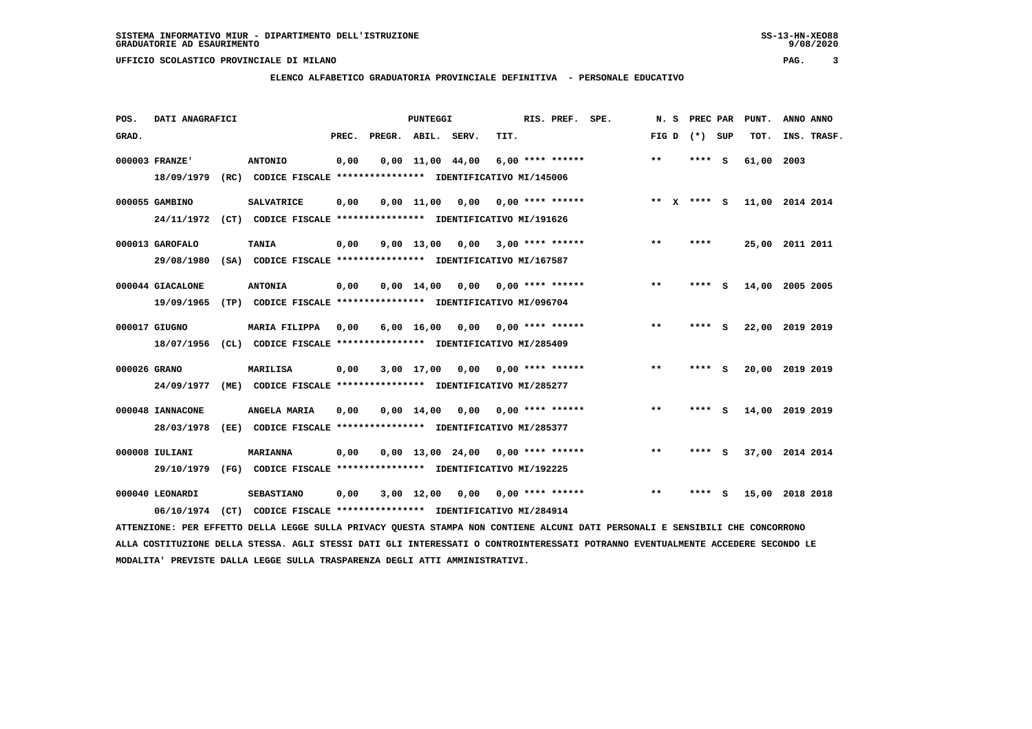SISTEMA INFORMATIVO MIUR - DIPARTIMENTO DELL'ISTRUZIONE
GRADUATORIE AD ESAURIMENTO

UFFICIO SCOLASTICO PROVINCIALE DI MILANO

## ELENCO ALFABETICO GRADUATORIA PROVINCIALE DEFINITIVA - PERSONALE EDUCATIVO

| POS. GRAD. | DATI ANAGRAFICI | | PREC. | PREGR. | ABIL. | SERV. | TIT. | RIS. PREF. | SPE. | N. S FIG D | PREC PAR (*) | SUP | PUNT. TOT. | ANNO INS. | ANNO TRASF. |
|---|---|---|---|---|---|---|---|---|---|---|---|---|---|---|---|
| 000003 | FRANZE' | ANTONIO | 0,00 | 0,00 | 11,00 | 44,00 | 6,00 | **** ****** | | ** | **** | S | 61,00 | 2003 | |
| | 18/09/1979 (RC) | CODICE FISCALE **************** IDENTIFICATIVO MI/145006 | | | | | | | | | | | | | |
| 000055 | GAMBINO | SALVATRICE | 0,00 | 0,00 | 11,00 | 0,00 | 0,00 | **** ****** | | ** X | **** | S | 11,00 | 2014 | 2014 |
| | 24/11/1972 (CT) | CODICE FISCALE **************** IDENTIFICATIVO MI/191626 | | | | | | | | | | | | | |
| 000013 | GAROFALO | TANIA | 0,00 | 9,00 | 13,00 | 0,00 | 3,00 | **** ****** | | ** | **** | | 25,00 | 2011 | 2011 |
| | 29/08/1980 (SA) | CODICE FISCALE **************** IDENTIFICATIVO MI/167587 | | | | | | | | | | | | | |
| 000044 | GIACALONE | ANTONIA | 0,00 | 0,00 | 14,00 | 0,00 | 0,00 | **** ****** | | ** | **** | S | 14,00 | 2005 | 2005 |
| | 19/09/1965 (TP) | CODICE FISCALE **************** IDENTIFICATIVO MI/096704 | | | | | | | | | | | | | |
| 000017 | GIUGNO | MARIA FILIPPA | 0,00 | 6,00 | 16,00 | 0,00 | 0,00 | **** ****** | | ** | **** | S | 22,00 | 2019 | 2019 |
| | 18/07/1956 (CL) | CODICE FISCALE **************** IDENTIFICATIVO MI/285409 | | | | | | | | | | | | | |
| 000026 | GRANO | MARILISA | 0,00 | 3,00 | 17,00 | 0,00 | 0,00 | **** ****** | | ** | **** | S | 20,00 | 2019 | 2019 |
| | 24/09/1977 (ME) | CODICE FISCALE **************** IDENTIFICATIVO MI/285277 | | | | | | | | | | | | | |
| 000048 | IANNACONE | ANGELA MARIA | 0,00 | 0,00 | 14,00 | 0,00 | 0,00 | **** ****** | | ** | **** | S | 14,00 | 2019 | 2019 |
| | 28/03/1978 (EE) | CODICE FISCALE **************** IDENTIFICATIVO MI/285377 | | | | | | | | | | | | | |
| 000008 | IULIANI | MARIANNA | 0,00 | 0,00 | 13,00 | 24,00 | 0,00 | **** ****** | | ** | **** | S | 37,00 | 2014 | 2014 |
| | 29/10/1979 (FG) | CODICE FISCALE **************** IDENTIFICATIVO MI/192225 | | | | | | | | | | | | | |
| 000040 | LEONARDI | SEBASTIANO | 0,00 | 3,00 | 12,00 | 0,00 | 0,00 | **** ****** | | ** | **** | S | 15,00 | 2018 | 2018 |
| | 06/10/1974 (CT) | CODICE FISCALE **************** IDENTIFICATIVO MI/284914 | | | | | | | | | | | | | |

ATTENZIONE: PER EFFETTO DELLA LEGGE SULLA PRIVACY QUESTA STAMPA NON CONTIENE ALCUNI DATI PERSONALI E SENSIBILI CHE CONCORRONO ALLA COSTITUZIONE DELLA STESSA. AGLI STESSI DATI GLI INTERESSATI O CONTROINTERESSATI POTRANNO EVENTUALMENTE ACCEDERE SECONDO LE MODALITA' PREVISTE DALLA LEGGE SULLA TRASPARENZA DEGLI ATTI AMMINISTRATIVI.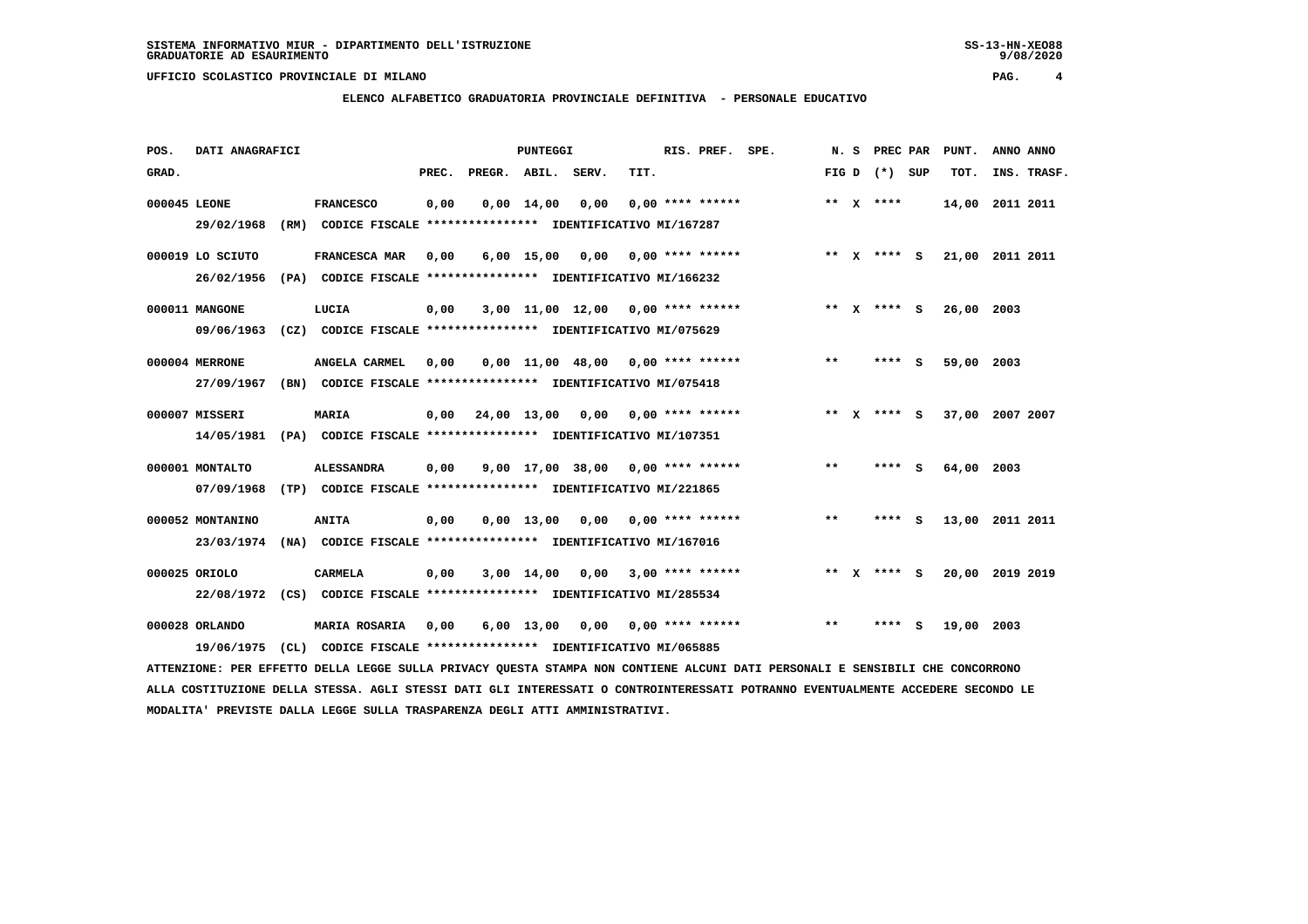SISTEMA INFORMATIVO MIUR - DIPARTIMENTO DELL'ISTRUZIONE
GRADUATORIE AD ESAURIMENTO

UFFICIO SCOLASTICO PROVINCIALE DI MILANO

ELENCO ALFABETICO GRADUATORIA PROVINCIALE DEFINITIVA - PERSONALE EDUCATIVO

| POS. GRAD. | DATI ANAGRAFICI | | PUNTEGGI PREC. | PREGR. | ABIL. | SERV. | TIT. | RIS. PREF. | SPE. | N. S FIG D | PREC PAR (*) | SUP | PUNT. TOT. | ANNO ANNO INS. TRASF. |
|---|---|---|---|---|---|---|---|---|---|---|---|---|---|---|
| 000045 | LEONE | FRANCESCO | 0,00 | 0,00 | 14,00 | 0,00 | 0,00 | **** ****** | | ** X | **** | | 14,00 | 2011 2011 |
| | 29/02/1968 (RM) | CODICE FISCALE **************** IDENTIFICATIVO MI/167287 | | | | | | | | | | | | |
| 000019 | LO SCIUTO | FRANCESCA MAR | 0,00 | 6,00 | 15,00 | 0,00 | 0,00 | **** ****** | | ** X | **** | S | 21,00 | 2011 2011 |
| | 26/02/1956 (PA) | CODICE FISCALE **************** IDENTIFICATIVO MI/166232 | | | | | | | | | | | | |
| 000011 | MANGONE | LUCIA | 0,00 | 3,00 | 11,00 | 12,00 | 0,00 | **** ****** | | ** X | **** | S | 26,00 | 2003 |
| | 09/06/1963 (CZ) | CODICE FISCALE **************** IDENTIFICATIVO MI/075629 | | | | | | | | | | | | |
| 000004 | MERRONE | ANGELA CARMEL | 0,00 | 0,00 | 11,00 | 48,00 | 0,00 | **** ****** | | ** | **** | S | 59,00 | 2003 |
| | 27/09/1967 (BN) | CODICE FISCALE **************** IDENTIFICATIVO MI/075418 | | | | | | | | | | | | |
| 000007 | MISSERI | MARIA | 0,00 | 24,00 | 13,00 | 0,00 | 0,00 | **** ****** | | ** X | **** | S | 37,00 | 2007 2007 |
| | 14/05/1981 (PA) | CODICE FISCALE **************** IDENTIFICATIVO MI/107351 | | | | | | | | | | | | |
| 000001 | MONTALTO | ALESSANDRA | 0,00 | 9,00 | 17,00 | 38,00 | 0,00 | **** ****** | | ** | **** | S | 64,00 | 2003 |
| | 07/09/1968 (TP) | CODICE FISCALE **************** IDENTIFICATIVO MI/221865 | | | | | | | | | | | | |
| 000052 | MONTANINO | ANITA | 0,00 | 0,00 | 13,00 | 0,00 | 0,00 | **** ****** | | ** | **** | S | 13,00 | 2011 2011 |
| | 23/03/1974 (NA) | CODICE FISCALE **************** IDENTIFICATIVO MI/167016 | | | | | | | | | | | | |
| 000025 | ORIOLO | CARMELA | 0,00 | 3,00 | 14,00 | 0,00 | 3,00 | **** ****** | | ** X | **** | S | 20,00 | 2019 2019 |
| | 22/08/1972 (CS) | CODICE FISCALE **************** IDENTIFICATIVO MI/285534 | | | | | | | | | | | | |
| 000028 | ORLANDO | MARIA ROSARIA | 0,00 | 6,00 | 13,00 | 0,00 | 0,00 | **** ****** | | ** | **** | S | 19,00 | 2003 |
| | 19/06/1975 (CL) | CODICE FISCALE **************** IDENTIFICATIVO MI/065885 | | | | | | | | | | | | |

ATTENZIONE: PER EFFETTO DELLA LEGGE SULLA PRIVACY QUESTA STAMPA NON CONTIENE ALCUNI DATI PERSONALI E SENSIBILI CHE CONCORRONO ALLA COSTITUZIONE DELLA STESSA. AGLI STESSI DATI GLI INTERESSATI O CONTROINTERESSATI POTRANNO EVENTUALMENTE ACCEDERE SECONDO LE MODALITA' PREVISTE DALLA LEGGE SULLA TRASPARENZA DEGLI ATTI AMMINISTRATIVI.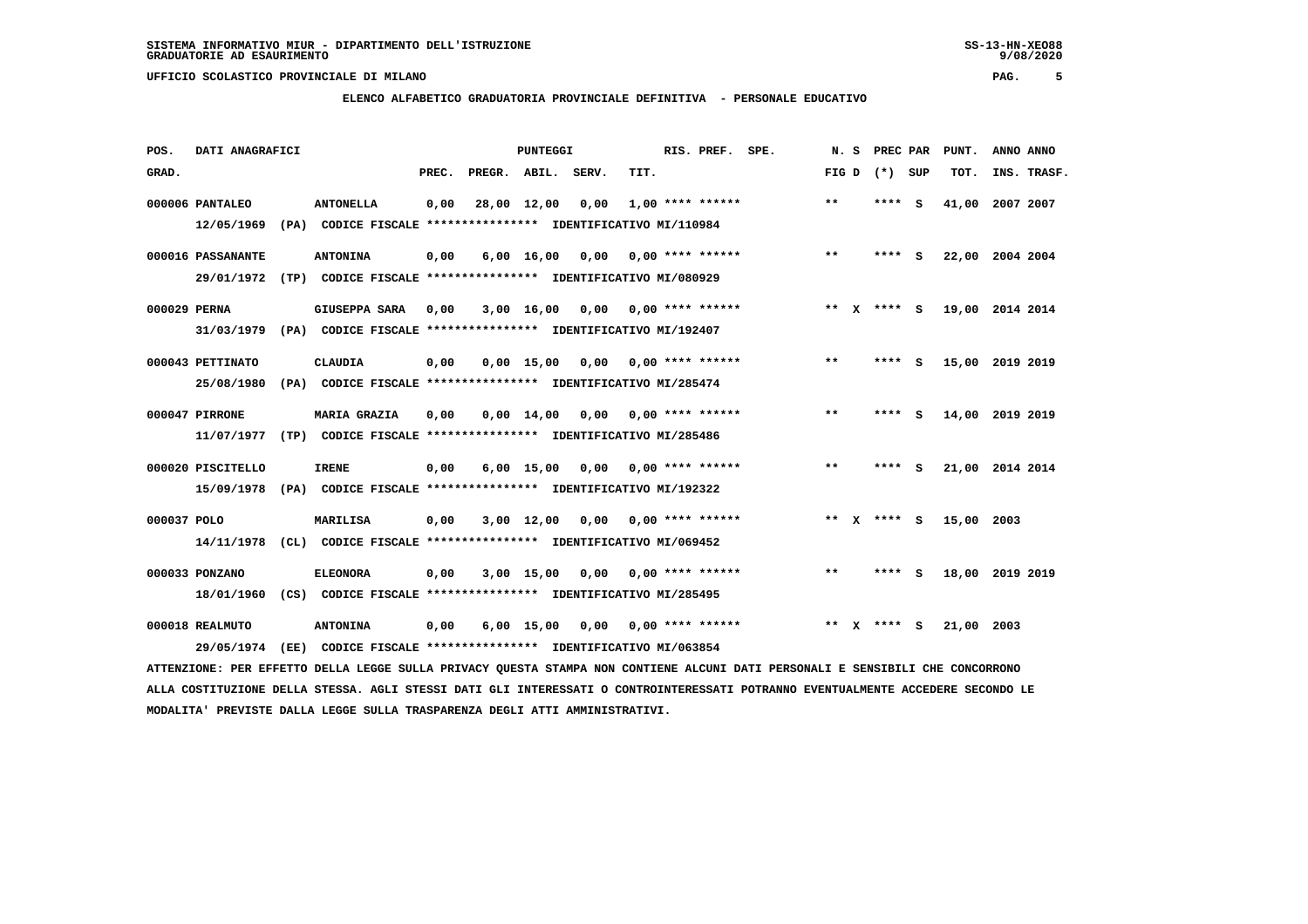SISTEMA INFORMATIVO MIUR - DIPARTIMENTO DELL'ISTRUZIONE
GRADUATORIE AD ESAURIMENTO

UFFICIO SCOLASTICO PROVINCIALE DI MILANO

ELENCO ALFABETICO GRADUATORIA PROVINCIALE DEFINITIVA - PERSONALE EDUCATIVO

| POS. GRAD. | DATI ANAGRAFICI | | PREC. | PREGR. | ABIL. | SERV. | TIT. | RIS. PREF. | SPE. | N. S FIG D | PREC PAR (*) SUP | PUNT. TOT. | ANNO INS. | ANNO TRASF. |
|---|---|---|---|---|---|---|---|---|---|---|---|---|---|---|
| 000006 | PANTALEO | ANTONELLA | 0,00 | 28,00 | 12,00 | 0,00 | 1,00 | **** ****** | | ** | **** S | 41,00 | 2007 | 2007 |
| | 12/05/1969 (PA) CODICE FISCALE **************** IDENTIFICATIVO MI/110984 | | | | | | | | | | | | | |
| 000016 | PASSANANTE | ANTONINA | 0,00 | 6,00 | 16,00 | 0,00 | 0,00 | **** ****** | | ** | **** S | 22,00 | 2004 | 2004 |
| | 29/01/1972 (TP) CODICE FISCALE **************** IDENTIFICATIVO MI/080929 | | | | | | | | | | | | | |
| 000029 | PERNA | GIUSEPPA SARA | 0,00 | 3,00 | 16,00 | 0,00 | 0,00 | **** ****** | | ** X | **** S | 19,00 | 2014 | 2014 |
| | 31/03/1979 (PA) CODICE FISCALE **************** IDENTIFICATIVO MI/192407 | | | | | | | | | | | | | |
| 000043 | PETTINATO | CLAUDIA | 0,00 | 0,00 | 15,00 | 0,00 | 0,00 | **** ****** | | ** | **** S | 15,00 | 2019 | 2019 |
| | 25/08/1980 (PA) CODICE FISCALE **************** IDENTIFICATIVO MI/285474 | | | | | | | | | | | | | |
| 000047 | PIRRONE | MARIA GRAZIA | 0,00 | 0,00 | 14,00 | 0,00 | 0,00 | **** ****** | | ** | **** S | 14,00 | 2019 | 2019 |
| | 11/07/1977 (TP) CODICE FISCALE **************** IDENTIFICATIVO MI/285486 | | | | | | | | | | | | | |
| 000020 | PISCITELLO | IRENE | 0,00 | 6,00 | 15,00 | 0,00 | 0,00 | **** ****** | | ** | **** S | 21,00 | 2014 | 2014 |
| | 15/09/1978 (PA) CODICE FISCALE **************** IDENTIFICATIVO MI/192322 | | | | | | | | | | | | | |
| 000037 | POLO | MARILISA | 0,00 | 3,00 | 12,00 | 0,00 | 0,00 | **** ****** | | ** X | **** S | 15,00 | 2003 | |
| | 14/11/1978 (CL) CODICE FISCALE **************** IDENTIFICATIVO MI/069452 | | | | | | | | | | | | | |
| 000033 | PONZANO | ELEONORA | 0,00 | 3,00 | 15,00 | 0,00 | 0,00 | **** ****** | | ** | **** S | 18,00 | 2019 | 2019 |
| | 18/01/1960 (CS) CODICE FISCALE **************** IDENTIFICATIVO MI/285495 | | | | | | | | | | | | | |
| 000018 | REALMUTO | ANTONINA | 0,00 | 6,00 | 15,00 | 0,00 | 0,00 | **** ****** | | ** X | **** S | 21,00 | 2003 | |
| | 29/05/1974 (EE) CODICE FISCALE **************** IDENTIFICATIVO MI/063854 | | | | | | | | | | | | | |

ATTENZIONE: PER EFFETTO DELLA LEGGE SULLA PRIVACY QUESTA STAMPA NON CONTIENE ALCUNI DATI PERSONALI E SENSIBILI CHE CONCORRONO ALLA COSTITUZIONE DELLA STESSA. AGLI STESSI DATI GLI INTERESSATI O CONTROINTERESSATI POTRANNO EVENTUALMENTE ACCEDERE SECONDO LE MODALITA' PREVISTE DALLA LEGGE SULLA TRASPARENZA DEGLI ATTI AMMINISTRATIVI.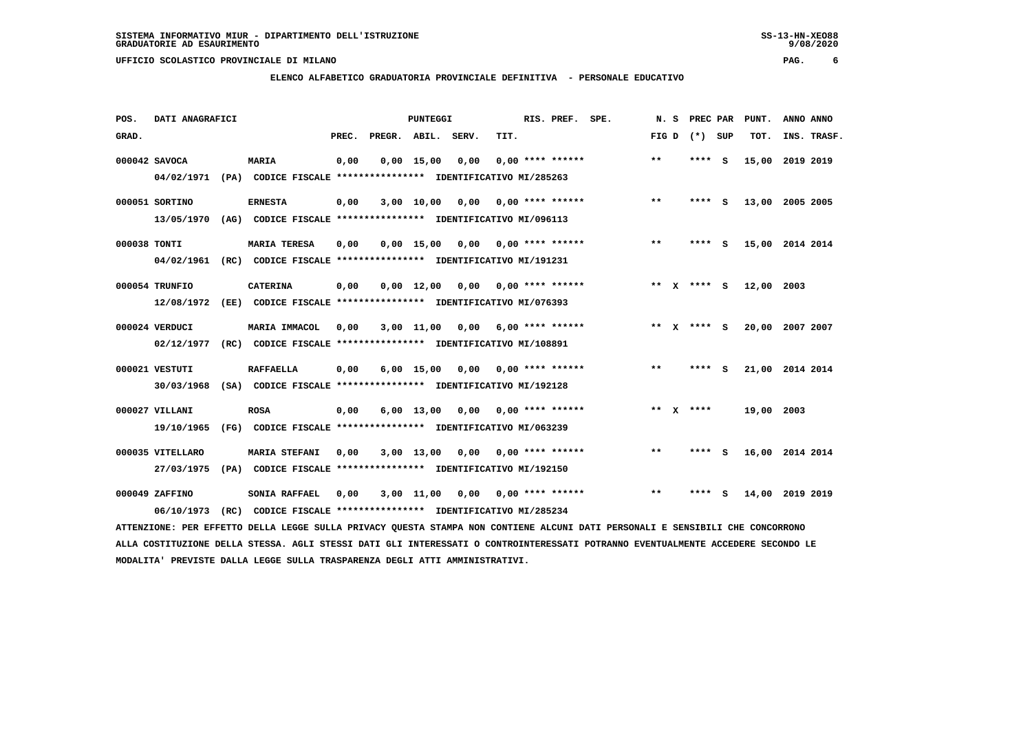SISTEMA INFORMATIVO MIUR - DIPARTIMENTO DELL'ISTRUZIONE
GRADUATORIE AD ESAURIMENTO

UFFICIO SCOLASTICO PROVINCIALE DI MILANO

ELENCO ALFABETICO GRADUATORIA PROVINCIALE DEFINITIVA - PERSONALE EDUCATIVO

| POS. GRAD. | DATI ANAGRAFICI | | PREC. | PREGR. | ABIL. | SERV. | TIT. | RIS. PREF. | SPE. | N. S FIG D | PREC PAR (*) | SUP | PUNT. TOT. | ANNO INS. | ANNO TRASF. |
|---|---|---|---|---|---|---|---|---|---|---|---|---|---|---|---|
| 000042 | SAVOCA | MARIA | 0,00 | 0,00 | 15,00 | 0,00 | 0,00 | **** ****** | | ** | **** | S | 15,00 | 2019 | 2019 |
| | 04/02/1971 (PA) CODICE FISCALE **************** IDENTIFICATIVO MI/285263 | | | | | | | | | | | | | | |
| 000051 | SORTINO | ERNESTA | 0,00 | 3,00 | 10,00 | 0,00 | 0,00 | **** ****** | | ** | **** | S | 13,00 | 2005 | 2005 |
| | 13/05/1970 (AG) CODICE FISCALE **************** IDENTIFICATIVO MI/096113 | | | | | | | | | | | | | | |
| 000038 | TONTI | MARIA TERESA | 0,00 | 0,00 | 15,00 | 0,00 | 0,00 | **** ****** | | ** | **** | S | 15,00 | 2014 | 2014 |
| | 04/02/1961 (RC) CODICE FISCALE **************** IDENTIFICATIVO MI/191231 | | | | | | | | | | | | | | |
| 000054 | TRUNFIO | CATERINA | 0,00 | 0,00 | 12,00 | 0,00 | 0,00 | **** ****** | | ** X | **** | S | 12,00 | 2003 | |
| | 12/08/1972 (EE) CODICE FISCALE **************** IDENTIFICATIVO MI/076393 | | | | | | | | | | | | | | |
| 000024 | VERDUCI | MARIA IMMACOL | 0,00 | 3,00 | 11,00 | 0,00 | 6,00 | **** ****** | | ** X | **** | S | 20,00 | 2007 | 2007 |
| | 02/12/1977 (RC) CODICE FISCALE **************** IDENTIFICATIVO MI/108891 | | | | | | | | | | | | | | |
| 000021 | VESTUTI | RAFFAELLA | 0,00 | 6,00 | 15,00 | 0,00 | 0,00 | **** ****** | | ** | **** | S | 21,00 | 2014 | 2014 |
| | 30/03/1968 (SA) CODICE FISCALE **************** IDENTIFICATIVO MI/192128 | | | | | | | | | | | | | | |
| 000027 | VILLANI | ROSA | 0,00 | 6,00 | 13,00 | 0,00 | 0,00 | **** ****** | | ** X | **** | | 19,00 | 2003 | |
| | 19/10/1965 (FG) CODICE FISCALE **************** IDENTIFICATIVO MI/063239 | | | | | | | | | | | | | | |
| 000035 | VITELLARO | MARIA STEFANI | 0,00 | 3,00 | 13,00 | 0,00 | 0,00 | **** ****** | | ** | **** | S | 16,00 | 2014 | 2014 |
| | 27/03/1975 (PA) CODICE FISCALE **************** IDENTIFICATIVO MI/192150 | | | | | | | | | | | | | | |
| 000049 | ZAFFINO | SONIA RAFFAEL | 0,00 | 3,00 | 11,00 | 0,00 | 0,00 | **** ****** | | ** | **** | S | 14,00 | 2019 | 2019 |
| | 06/10/1973 (RC) CODICE FISCALE **************** IDENTIFICATIVO MI/285234 | | | | | | | | | | | | | | |

ATTENZIONE: PER EFFETTO DELLA LEGGE SULLA PRIVACY QUESTA STAMPA NON CONTIENE ALCUNI DATI PERSONALI E SENSIBILI CHE CONCORRONO ALLA COSTITUZIONE DELLA STESSA. AGLI STESSI DATI GLI INTERESSATI O CONTROINTERESSATI POTRANNO EVENTUALMENTE ACCEDERE SECONDO LE MODALITA' PREVISTE DALLA LEGGE SULLA TRASPARENZA DEGLI ATTI AMMINISTRATIVI.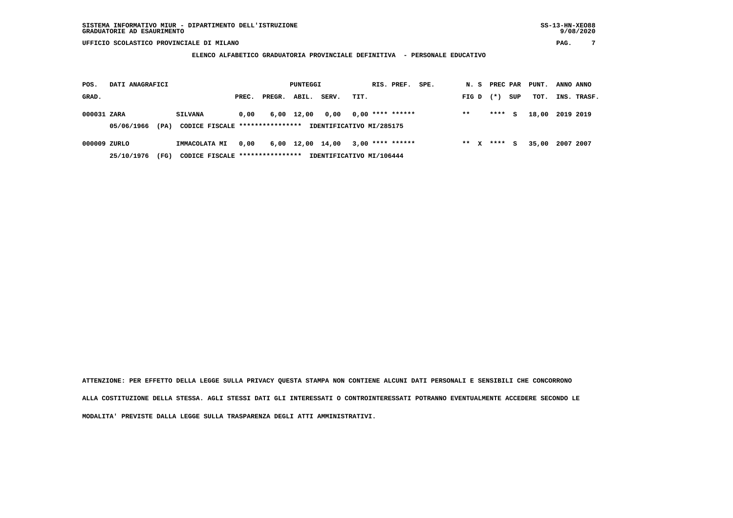**SISTEMA INFORMATIVO MIUR - DIPARTIMENTO DELL'ISTRUZIONE**
**GRADUATORIE AD ESAURIMENTO**

**UFFICIO SCOLASTICO PROVINCIALE DI MILANO**

**ELENCO ALFABETICO GRADUATORIA PROVINCIALE DEFINITIVA - PERSONALE EDUCATIVO**

| POS. GRAD. | DATI ANAGRAFICI | | PREC. | PREGR. | ABIL. | SERV. | TIT. | RIS. PREF. | SPE. | N. FIG | S D | PREC (*) | PAR SUP | PUNT. TOT. | ANNO INS. | ANNO TRASF. |
|---|---|---|---|---|---|---|---|---|---|---|---|---|---|---|---|---|
| 000031 | ZARA | SILVANA | 0,00 | 6,00 | 12,00 | 0,00 | 0,00 | **** ****** | | ** | | **** | S | 18,00 | 2019 | 2019 |
| | 05/06/1966 (PA) | CODICE FISCALE **************** | IDENTIFICATIVO MI/285175 | | | | | | | | | | | | | |
| 000009 | ZURLO | IMMACOLATA MI | 0,00 | 6,00 | 12,00 | 14,00 | 3,00 | **** ****** | | ** | X | **** | S | 35,00 | 2007 | 2007 |
| | 25/10/1976 (FG) | CODICE FISCALE **************** | IDENTIFICATIVO MI/106444 | | | | | | | | | | | | | |

**ATTENZIONE: PER EFFETTO DELLA LEGGE SULLA PRIVACY QUESTA STAMPA NON CONTIENE ALCUNI DATI PERSONALI E SENSIBILI CHE CONCORRONO ALLA COSTITUZIONE DELLA STESSA. AGLI STESSI DATI GLI INTERESSATI O CONTROINTERESSATI POTRANNO EVENTUALMENTE ACCEDERE SECONDO LE MODALITA' PREVISTE DALLA LEGGE SULLA TRASPARENZA DEGLI ATTI AMMINISTRATIVI.**